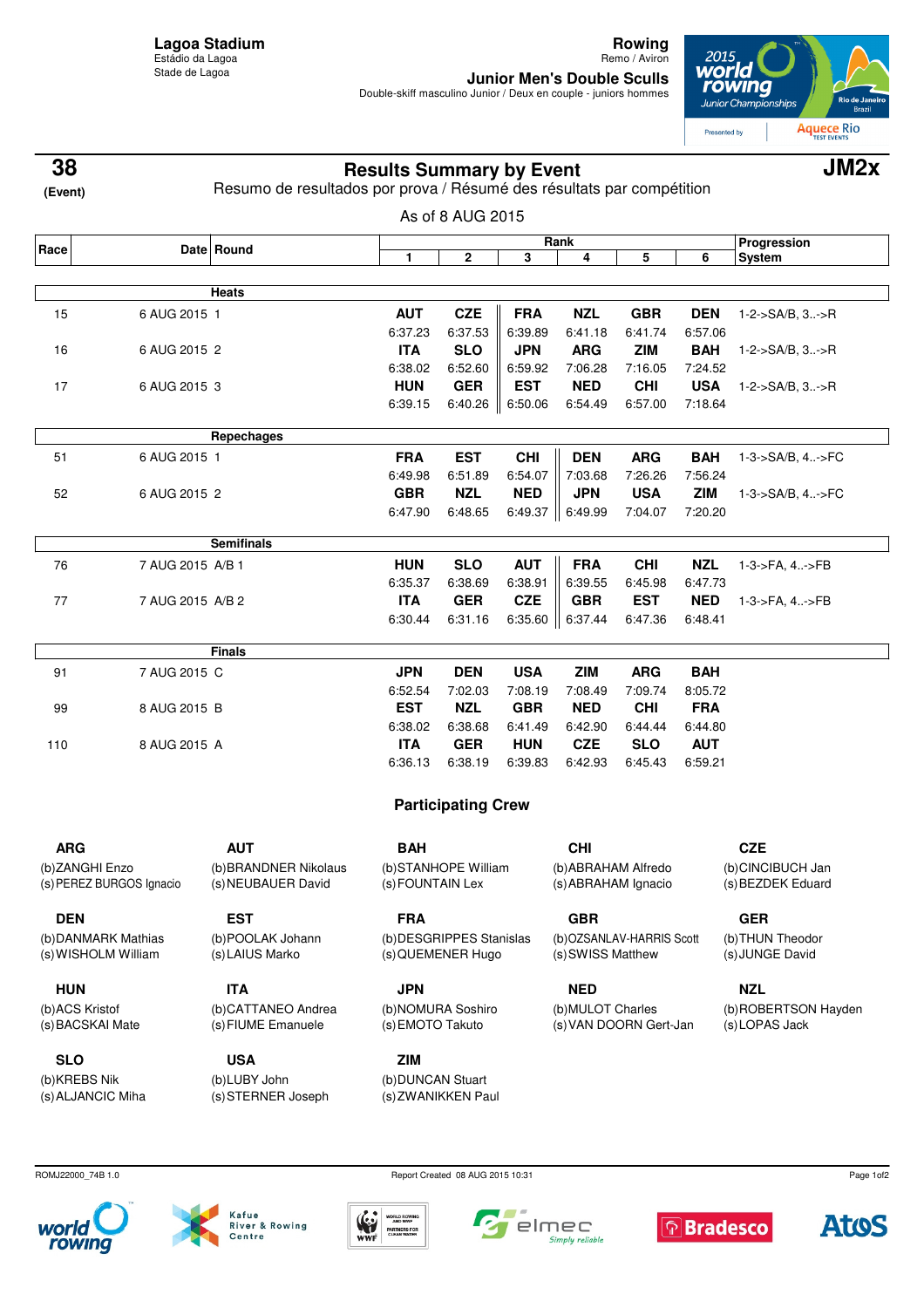**Lagoa Stadium**
Estádio da Lagoa
Stade de Lagoa

**Rowing**
Remo / Aviron

**Junior Men's Double Sculls**
Double-skiff masculino Junior / Deux en couple - juniors hommes

**38**
**(Event)**

# Results Summary by Event

Resumo de resultados por prova / Résumé des résultats par compétition

**JM2x**

As of 8 AUG 2015

| Race | Date | Round | Rank 1 | 2 | 3 | 4 | 5 | 6 | Progression System |
|---|---|---|---|---|---|---|---|---|---|
| | | **Heats** | | | | | | | |
| 15 | 6 AUG 2015 | 1 | **AUT** 6:37.23 | **CZE** 6:37.53 | **FRA** 6:39.89 | **NZL** 6:41.18 | **GBR** 6:41.74 | **DEN** 6:57.06 | 1-2->SA/B, 3..->R |
| 16 | 6 AUG 2015 | 2 | **ITA** 6:38.02 | **SLO** 6:52.60 | **JPN** 6:59.92 | **ARG** 7:06.28 | **ZIM** 7:16.05 | **BAH** 7:24.52 | 1-2->SA/B, 3..->R |
| 17 | 6 AUG 2015 | 3 | **HUN** 6:39.15 | **GER** 6:40.26 | **EST** 6:50.06 | **NED** 6:54.49 | **CHI** 6:57.00 | **USA** 7:18.64 | 1-2->SA/B, 3..->R |
| | | **Repechages** | | | | | | | |
| 51 | 6 AUG 2015 | 1 | **FRA** 6:49.98 | **EST** 6:51.89 | **CHI** 6:54.07 | **DEN** 7:03.68 | **ARG** 7:26.26 | **BAH** 7:56.24 | 1-3->SA/B, 4..->FC |
| 52 | 6 AUG 2015 | 2 | **GBR** 6:47.90 | **NZL** 6:48.65 | **NED** 6:49.37 | **JPN** 6:49.99 | **USA** 7:04.07 | **ZIM** 7:20.20 | 1-3->SA/B, 4..->FC |
| | | **Semifinals** | | | | | | | |
| 76 | 7 AUG 2015 | A/B 1 | **HUN** 6:35.37 | **SLO** 6:38.69 | **AUT** 6:38.91 | **FRA** 6:39.55 | **CHI** 6:45.98 | **NZL** 6:47.73 | 1-3->FA, 4..->FB |
| 77 | 7 AUG 2015 | A/B 2 | **ITA** 6:30.44 | **GER** 6:31.16 | **CZE** 6:35.60 | **GBR** 6:37.44 | **EST** 6:47.36 | **NED** 6:48.41 | 1-3->FA, 4..->FB |
| | | **Finals** | | | | | | | |
| 91 | 7 AUG 2015 | C | **JPN** 6:52.54 | **DEN** 7:02.03 | **USA** 7:08.19 | **ZIM** 7:08.49 | **ARG** 7:09.74 | **BAH** 8:05.72 | |
| 99 | 8 AUG 2015 | B | **EST** 6:38.02 | **NZL** 6:38.68 | **GBR** 6:41.49 | **NED** 6:42.90 | **CHI** 6:44.44 | **FRA** 6:44.80 | |
| 110 | 8 AUG 2015 | A | **ITA** 6:36.13 | **GER** 6:38.19 | **HUN** 6:39.83 | **CZE** 6:42.93 | **SLO** 6:45.43 | **AUT** 6:59.21 | |

## Participating Crew

**ARG**
(b) ZANGHI Enzo
(s) PEREZ BURGOS Ignacio

**AUT**
(b) BRANDNER Nikolaus
(s) NEUBAUER David

**BAH**
(b) STANHOPE William
(s) FOUNTAIN Lex

**CHI**
(b) ABRAHAM Alfredo
(s) ABRAHAM Ignacio

**CZE**
(b) CINCIBUCH Jan
(s) BEZDEK Eduard

**DEN**
(b) DANMARK Mathias
(s) WISHOLM William

**EST**
(b) POOLAK Johann
(s) LAIUS Marko

**FRA**
(b) DESGRIPPES Stanislas
(s) QUEMENER Hugo

**GBR**
(b) OZSANLAV-HARRIS Scott
(s) SWISS Matthew

**GER**
(b) THUN Theodor
(s) JUNGE David

**HUN**
(b) ACS Kristof
(s) BACSKAI Mate

**ITA**
(b) CATTANEO Andrea
(s) FIUME Emanuele

**JPN**
(b) NOMURA Soshiro
(s) EMOTO Takuto

**NED**
(b) MULOT Charles
(s) VAN DOORN Gert-Jan

**NZL**
(b) ROBERTSON Hayden
(s) LOPAS Jack

**SLO**
(b) KREBS Nik
(s) ALJANCIC Miha

**USA**
(b) LUBY John
(s) STERNER Joseph

**ZIM**
(b) DUNCAN Stuart
(s) ZWANIKKEN Paul

ROMJ22000_74B 1.0 — Report Created 08 AUG 2015 10:31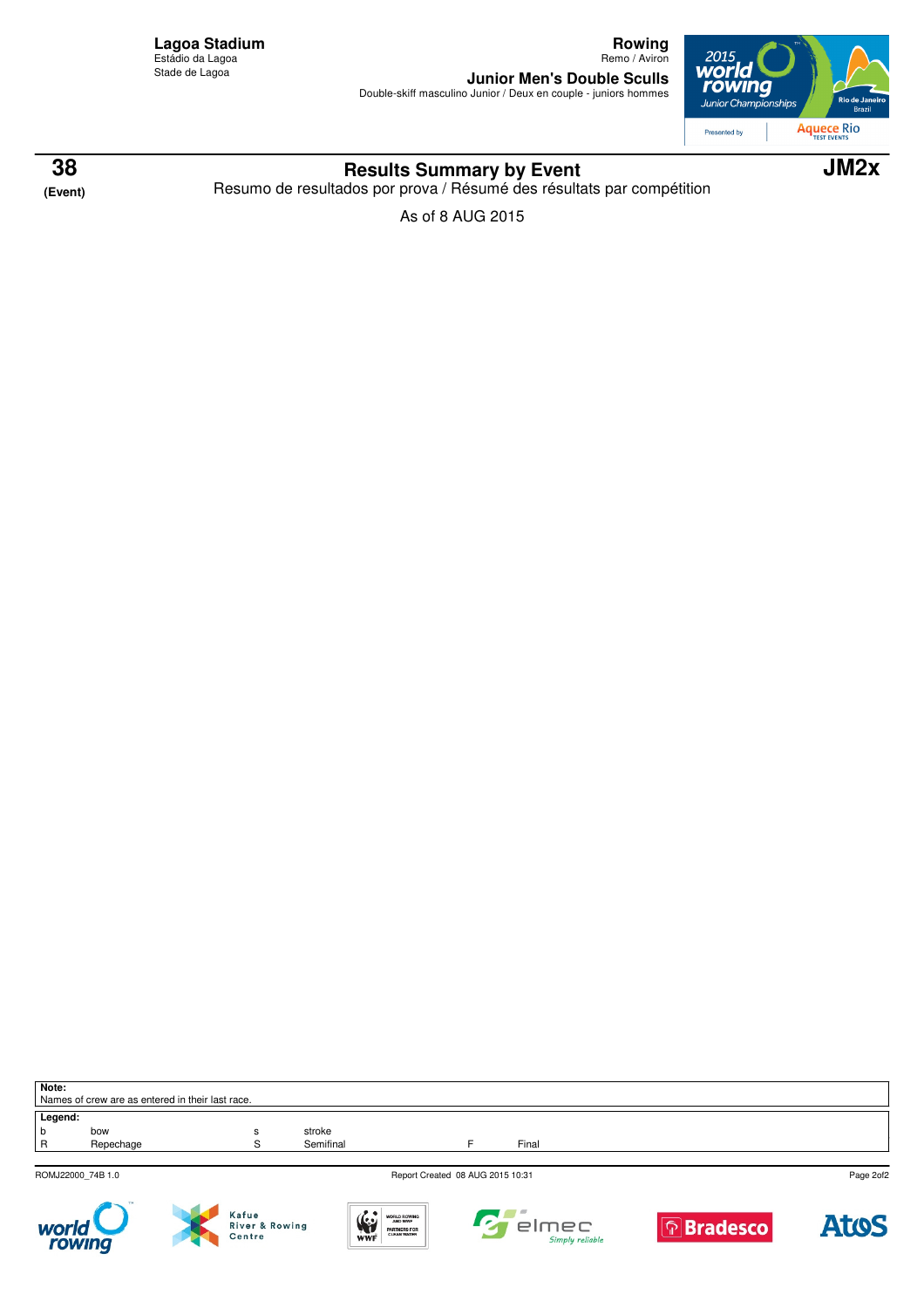**Lagoa Stadium**
Estádio da Lagoa
Stade de Lagoa

**Rowing**
Remo / Aviron

**Junior Men's Double Sculls**
Double-skiff masculino Junior / Deux en couple - juniors hommes

**38**
**(Event)**

# Results Summary by Event

**JM2x**

Resumo de resultados por prova / Résumé des résultats par compétition

As of 8 AUG 2015

**Note:**
Names of crew are as entered in their last race.

**Legend:**

| | | | | | |
|---|---|---|---|---|---|
| b | bow | s | stroke | | |
| R | Repechage | S | Semifinal | F | Final |

ROMJ22000_74B 1.0

Report Created 08 AUG 2015 10:31